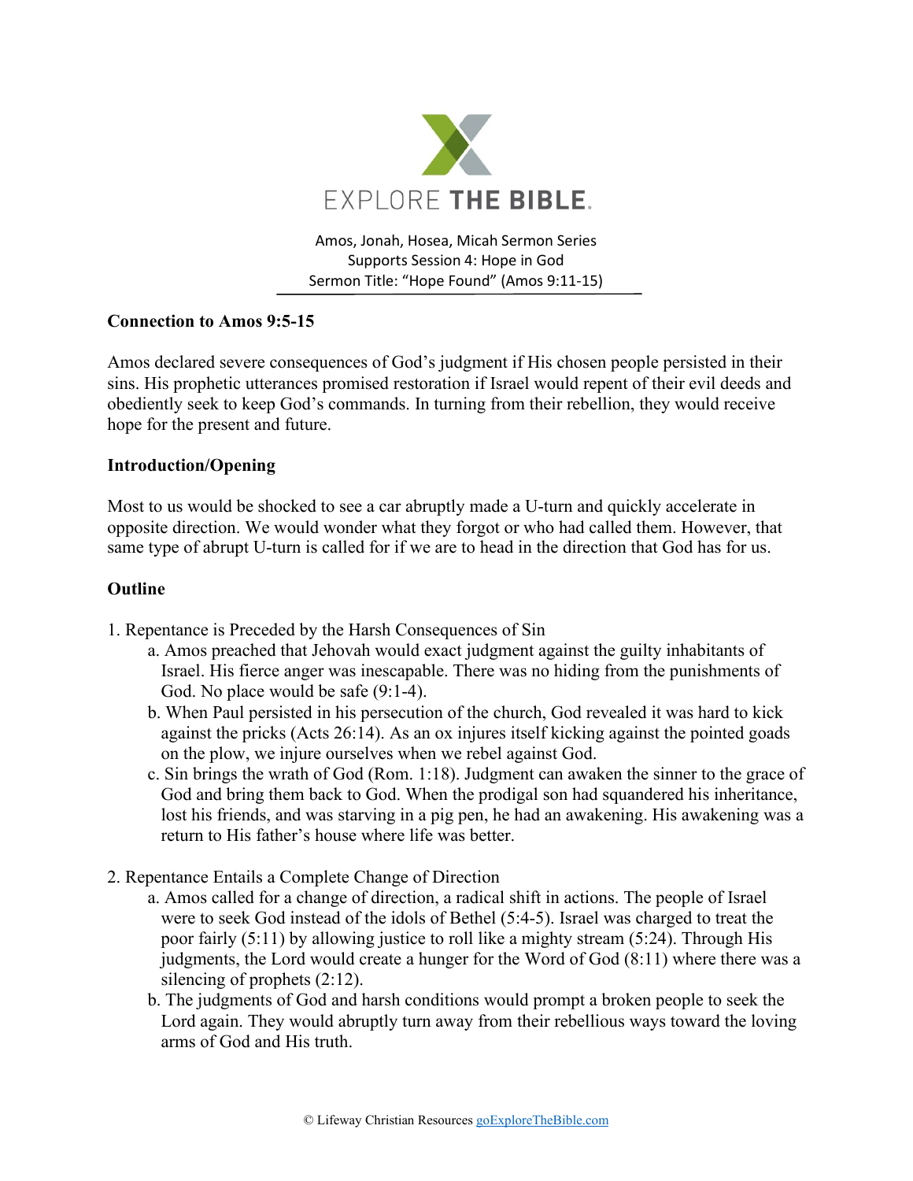EXPLORE THE BIBLE.

Amos, Jonah, Hosea, Micah Sermon Series
Supports Session 4: Hope in God
Sermon Title: "Hope Found" (Amos 9:11-15)

**Connection to Amos 9:5-15**

Amos declared severe consequences of God's judgment if His chosen people persisted in their sins. His prophetic utterances promised restoration if Israel would repent of their evil deeds and obediently seek to keep God's commands. In turning from their rebellion, they would receive hope for the present and future.

**Introduction/Opening**

Most to us would be shocked to see a car abruptly made a U-turn and quickly accelerate in opposite direction. We would wonder what they forgot or who had called them. However, that same type of abrupt U-turn is called for if we are to head in the direction that God has for us.

**Outline**

1. Repentance is Preceded by the Harsh Consequences of Sin
   a. Amos preached that Jehovah would exact judgment against the guilty inhabitants of Israel. His fierce anger was inescapable. There was no hiding from the punishments of God. No place would be safe (9:1-4).
   b. When Paul persisted in his persecution of the church, God revealed it was hard to kick against the pricks (Acts 26:14). As an ox injures itself kicking against the pointed goads on the plow, we injure ourselves when we rebel against God.
   c. Sin brings the wrath of God (Rom. 1:18). Judgment can awaken the sinner to the grace of God and bring them back to God. When the prodigal son had squandered his inheritance, lost his friends, and was starving in a pig pen, he had an awakening. His awakening was a return to His father's house where life was better.

2. Repentance Entails a Complete Change of Direction
   a. Amos called for a change of direction, a radical shift in actions. The people of Israel were to seek God instead of the idols of Bethel (5:4-5). Israel was charged to treat the poor fairly (5:11) by allowing justice to roll like a mighty stream (5:24). Through His judgments, the Lord would create a hunger for the Word of God (8:11) where there was a silencing of prophets (2:12).
   b. The judgments of God and harsh conditions would prompt a broken people to seek the Lord again. They would abruptly turn away from their rebellious ways toward the loving arms of God and His truth.

© Lifeway Christian Resources goExploreTheBible.com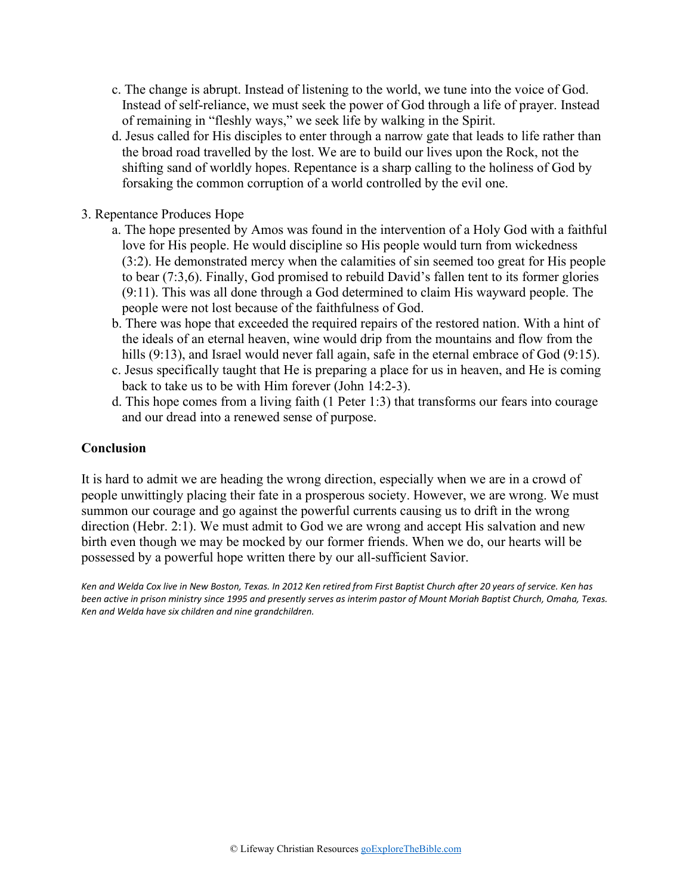c. The change is abrupt. Instead of listening to the world, we tune into the voice of God. Instead of self-reliance, we must seek the power of God through a life of prayer. Instead of remaining in "fleshly ways," we seek life by walking in the Spirit.

d. Jesus called for His disciples to enter through a narrow gate that leads to life rather than the broad road travelled by the lost. We are to build our lives upon the Rock, not the shifting sand of worldly hopes. Repentance is a sharp calling to the holiness of God by forsaking the common corruption of a world controlled by the evil one.

3. Repentance Produces Hope

a. The hope presented by Amos was found in the intervention of a Holy God with a faithful love for His people. He would discipline so His people would turn from wickedness (3:2). He demonstrated mercy when the calamities of sin seemed too great for His people to bear (7:3,6). Finally, God promised to rebuild David's fallen tent to its former glories (9:11). This was all done through a God determined to claim His wayward people. The people were not lost because of the faithfulness of God.

b. There was hope that exceeded the required repairs of the restored nation. With a hint of the ideals of an eternal heaven, wine would drip from the mountains and flow from the hills (9:13), and Israel would never fall again, safe in the eternal embrace of God (9:15).

c. Jesus specifically taught that He is preparing a place for us in heaven, and He is coming back to take us to be with Him forever (John 14:2-3).

d. This hope comes from a living faith (1 Peter 1:3) that transforms our fears into courage and our dread into a renewed sense of purpose.

**Conclusion**

It is hard to admit we are heading the wrong direction, especially when we are in a crowd of people unwittingly placing their fate in a prosperous society. However, we are wrong. We must summon our courage and go against the powerful currents causing us to drift in the wrong direction (Hebr. 2:1). We must admit to God we are wrong and accept His salvation and new birth even though we may be mocked by our former friends. When we do, our hearts will be possessed by a powerful hope written there by our all-sufficient Savior.

*Ken and Welda Cox live in New Boston, Texas. In 2012 Ken retired from First Baptist Church after 20 years of service. Ken has been active in prison ministry since 1995 and presently serves as interim pastor of Mount Moriah Baptist Church, Omaha, Texas. Ken and Welda have six children and nine grandchildren.*